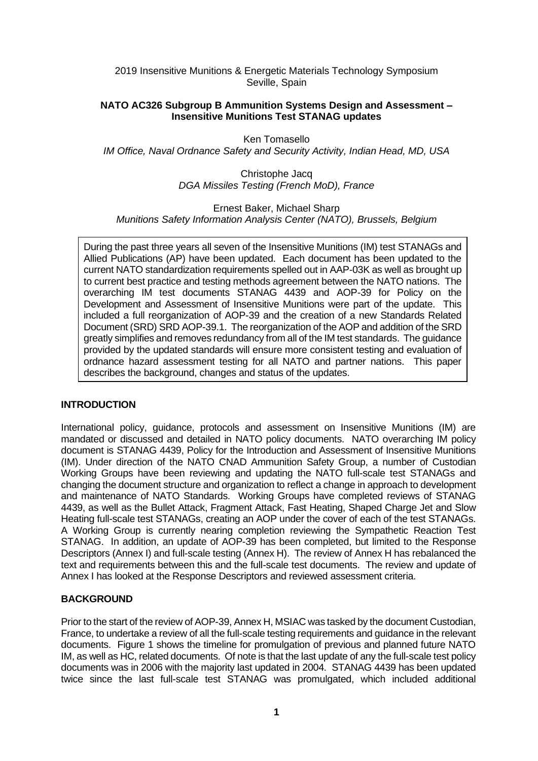2019 Insensitive Munitions & Energetic Materials Technology Symposium
Seville, Spain

# NATO AC326 Subgroup B Ammunition Systems Design and Assessment – Insensitive Munitions Test STANAG updates

Ken Tomasello
*IM Office, Naval Ordnance Safety and Security Activity, Indian Head, MD, USA*

Christophe Jacq
*DGA Missiles Testing (French MoD), France*

Ernest Baker, Michael Sharp
*Munitions Safety Information Analysis Center (NATO), Brussels, Belgium*

During the past three years all seven of the Insensitive Munitions (IM) test STANAGs and Allied Publications (AP) have been updated. Each document has been updated to the current NATO standardization requirements spelled out in AAP-03K as well as brought up to current best practice and testing methods agreement between the NATO nations. The overarching IM test documents STANAG 4439 and AOP-39 for Policy on the Development and Assessment of Insensitive Munitions were part of the update. This included a full reorganization of AOP-39 and the creation of a new Standards Related Document (SRD) SRD AOP-39.1. The reorganization of the AOP and addition of the SRD greatly simplifies and removes redundancy from all of the IM test standards. The guidance provided by the updated standards will ensure more consistent testing and evaluation of ordnance hazard assessment testing for all NATO and partner nations. This paper describes the background, changes and status of the updates.

## INTRODUCTION

International policy, guidance, protocols and assessment on Insensitive Munitions (IM) are mandated or discussed and detailed in NATO policy documents. NATO overarching IM policy document is STANAG 4439, Policy for the Introduction and Assessment of Insensitive Munitions (IM). Under direction of the NATO CNAD Ammunition Safety Group, a number of Custodian Working Groups have been reviewing and updating the NATO full-scale test STANAGs and changing the document structure and organization to reflect a change in approach to development and maintenance of NATO Standards. Working Groups have completed reviews of STANAG 4439, as well as the Bullet Attack, Fragment Attack, Fast Heating, Shaped Charge Jet and Slow Heating full-scale test STANAGs, creating an AOP under the cover of each of the test STANAGs. A Working Group is currently nearing completion reviewing the Sympathetic Reaction Test STANAG. In addition, an update of AOP-39 has been completed, but limited to the Response Descriptors (Annex I) and full-scale testing (Annex H). The review of Annex H has rebalanced the text and requirements between this and the full-scale test documents. The review and update of Annex I has looked at the Response Descriptors and reviewed assessment criteria.

## BACKGROUND

Prior to the start of the review of AOP-39, Annex H, MSIAC was tasked by the document Custodian, France, to undertake a review of all the full-scale testing requirements and guidance in the relevant documents. Figure 1 shows the timeline for promulgation of previous and planned future NATO IM, as well as HC, related documents. Of note is that the last update of any the full-scale test policy documents was in 2006 with the majority last updated in 2004. STANAG 4439 has been updated twice since the last full-scale test STANAG was promulgated, which included additional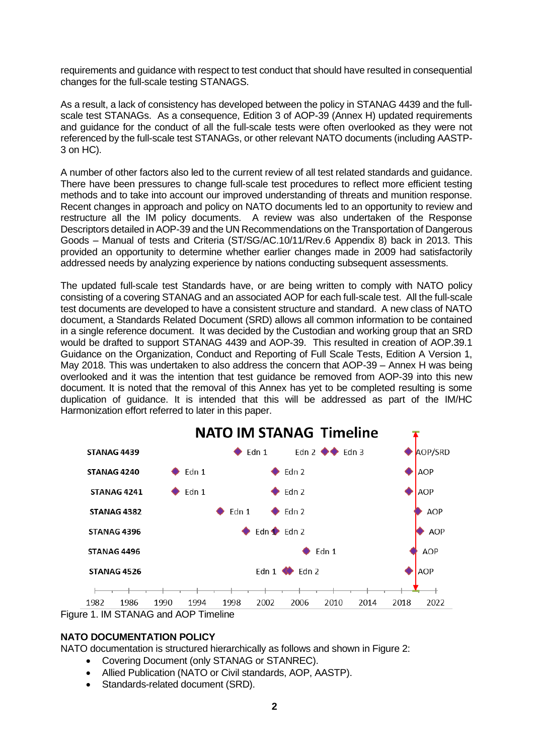requirements and guidance with respect to test conduct that should have resulted in consequential changes for the full-scale testing STANAGS.

As a result, a lack of consistency has developed between the policy in STANAG 4439 and the full-scale test STANAGs. As a consequence, Edition 3 of AOP-39 (Annex H) updated requirements and guidance for the conduct of all the full-scale tests were often overlooked as they were not referenced by the full-scale test STANAGs, or other relevant NATO documents (including AASTP-3 on HC).

A number of other factors also led to the current review of all test related standards and guidance. There have been pressures to change full-scale test procedures to reflect more efficient testing methods and to take into account our improved understanding of threats and munition response. Recent changes in approach and policy on NATO documents led to an opportunity to review and restructure all the IM policy documents. A review was also undertaken of the Response Descriptors detailed in AOP-39 and the UN Recommendations on the Transportation of Dangerous Goods – Manual of tests and Criteria (ST/SG/AC.10/11/Rev.6 Appendix 8) back in 2013. This provided an opportunity to determine whether earlier changes made in 2009 had satisfactorily addressed needs by analyzing experience by nations conducting subsequent assessments.

The updated full-scale test Standards have, or are being written to comply with NATO policy consisting of a covering STANAG and an associated AOP for each full-scale test. All the full-scale test documents are developed to have a consistent structure and standard. A new class of NATO document, a Standards Related Document (SRD) allows all common information to be contained in a single reference document. It was decided by the Custodian and working group that an SRD would be drafted to support STANAG 4439 and AOP-39. This resulted in creation of AOP.39.1 Guidance on the Organization, Conduct and Reporting of Full Scale Tests, Edition A Version 1, May 2018. This was undertaken to also address the concern that AOP-39 – Annex H was being overlooked and it was the intention that test guidance be removed from AOP-39 into this new document. It is noted that the removal of this Annex has yet to be completed resulting is some duplication of guidance. It is intended that this will be addressed as part of the IM/HC Harmonization effort referred to later in this paper.

**NATO IM STANAG Timeline**

| STANAG | Milestones |
|---|---|
| STANAG 4439 | Edn 1, Edn 2, Edn 3, AOP/SRD |
| STANAG 4240 | Edn 1, Edn 2, AOP |
| STANAG 4241 | Edn 1, Edn 2, AOP |
| STANAG 4382 | Edn 1, Edn 2, AOP |
| STANAG 4396 | Edn 1, Edn 2, AOP |
| STANAG 4496 | Edn 1, AOP |
| STANAG 4526 | Edn 1, Edn 2, AOP |

Timeline axis: 1982, 1986, 1990, 1994, 1998, 2002, 2006, 2010, 2014, 2018, 2022

Figure 1. IM STANAG and AOP Timeline

## NATO DOCUMENTATION POLICY

NATO documentation is structured hierarchically as follows and shown in Figure 2:

- Covering Document (only STANAG or STANREC).
- Allied Publication (NATO or Civil standards, AOP, AASTP).
- Standards-related document (SRD).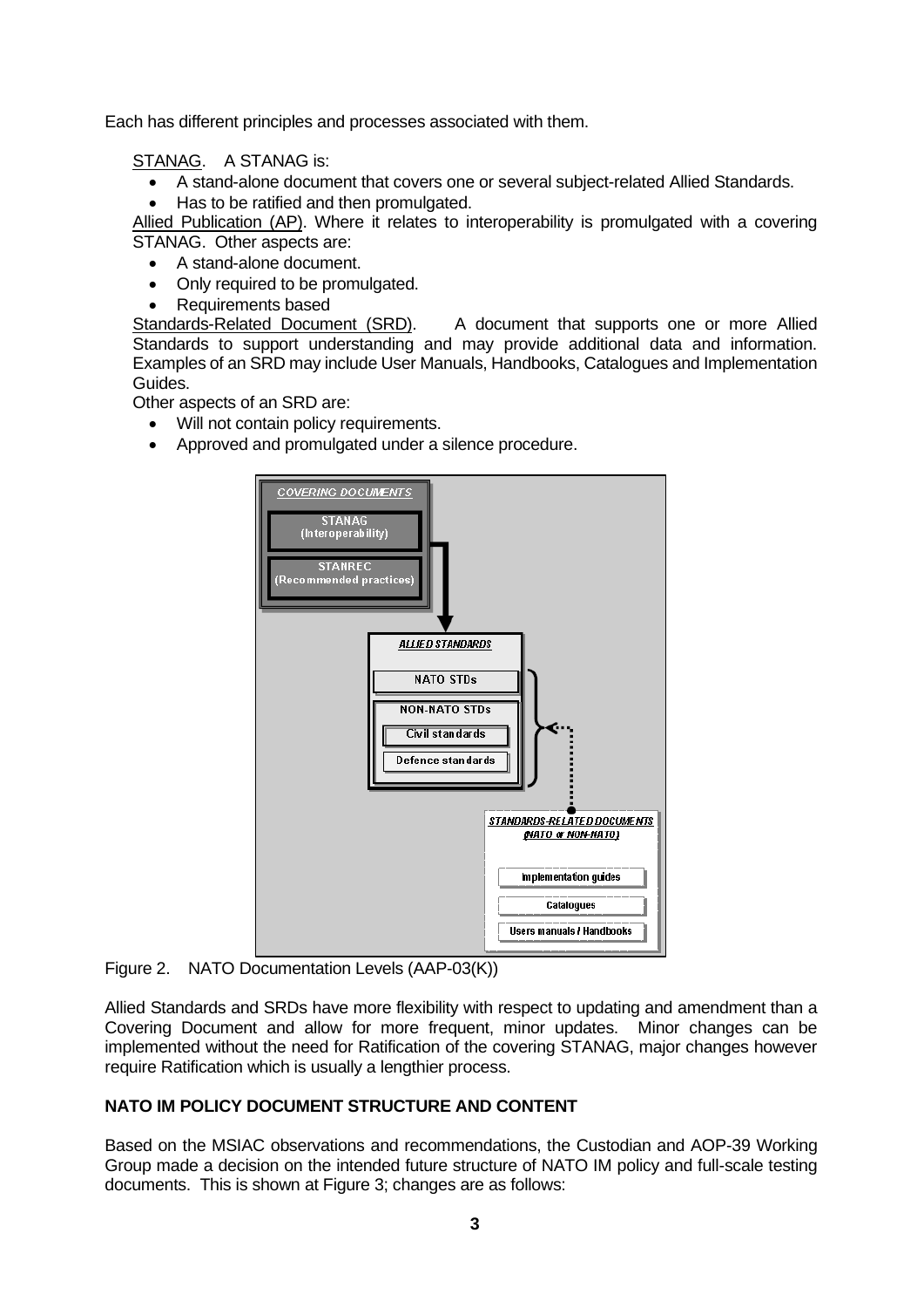Each has different principles and processes associated with them.

STANAG. A STANAG is:

- A stand-alone document that covers one or several subject-related Allied Standards.
- Has to be ratified and then promulgated.

Allied Publication (AP). Where it relates to interoperability is promulgated with a covering STANAG. Other aspects are:

- A stand-alone document.
- Only required to be promulgated.
- Requirements based

Standards-Related Document (SRD). A document that supports one or more Allied Standards to support understanding and may provide additional data and information. Examples of an SRD may include User Manuals, Handbooks, Catalogues and Implementation Guides.

Other aspects of an SRD are:

- Will not contain policy requirements.
- Approved and promulgated under a silence procedure.

Figure 2. NATO Documentation Levels (AAP-03(K))

Allied Standards and SRDs have more flexibility with respect to updating and amendment than a Covering Document and allow for more frequent, minor updates. Minor changes can be implemented without the need for Ratification of the covering STANAG, major changes however require Ratification which is usually a lengthier process.

**NATO IM POLICY DOCUMENT STRUCTURE AND CONTENT**

Based on the MSIAC observations and recommendations, the Custodian and AOP-39 Working Group made a decision on the intended future structure of NATO IM policy and full-scale testing documents. This is shown at Figure 3; changes are as follows: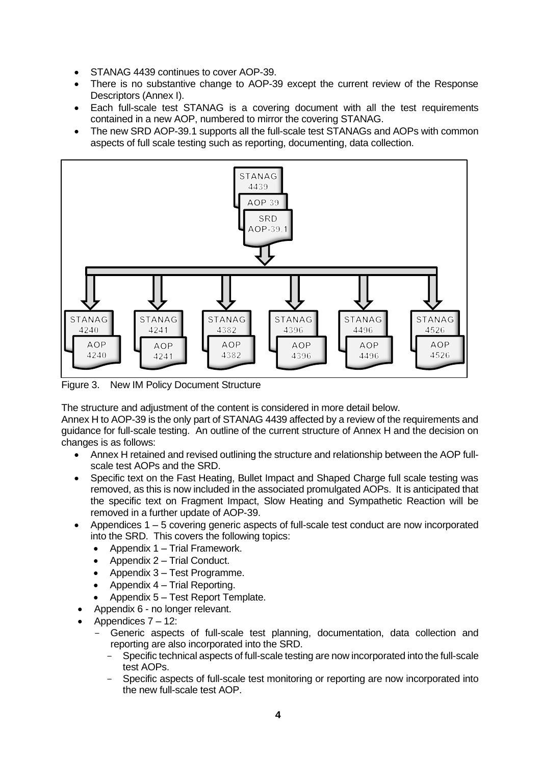- STANAG 4439 continues to cover AOP-39.
- There is no substantive change to AOP-39 except the current review of the Response Descriptors (Annex I).
- Each full-scale test STANAG is a covering document with all the test requirements contained in a new AOP, numbered to mirror the covering STANAG.
- The new SRD AOP-39.1 supports all the full-scale test STANAGs and AOPs with common aspects of full scale testing such as reporting, documenting, data collection.

Figure 3. New IM Policy Document Structure

The structure and adjustment of the content is considered in more detail below.

Annex H to AOP-39 is the only part of STANAG 4439 affected by a review of the requirements and guidance for full-scale testing. An outline of the current structure of Annex H and the decision on changes is as follows:

- Annex H retained and revised outlining the structure and relationship between the AOP full-scale test AOPs and the SRD.
- Specific text on the Fast Heating, Bullet Impact and Shaped Charge full scale testing was removed, as this is now included in the associated promulgated AOPs. It is anticipated that the specific text on Fragment Impact, Slow Heating and Sympathetic Reaction will be removed in a further update of AOP-39.
- Appendices 1 – 5 covering generic aspects of full-scale test conduct are now incorporated into the SRD. This covers the following topics:
  - Appendix 1 – Trial Framework.
  - Appendix 2 – Trial Conduct.
  - Appendix 3 – Test Programme.
  - Appendix 4 – Trial Reporting.
  - Appendix 5 – Test Report Template.
- Appendix 6 - no longer relevant.
- Appendices 7 – 12:
  - Generic aspects of full-scale test planning, documentation, data collection and reporting are also incorporated into the SRD.
  - Specific technical aspects of full-scale testing are now incorporated into the full-scale test AOPs.
  - Specific aspects of full-scale test monitoring or reporting are now incorporated into the new full-scale test AOP.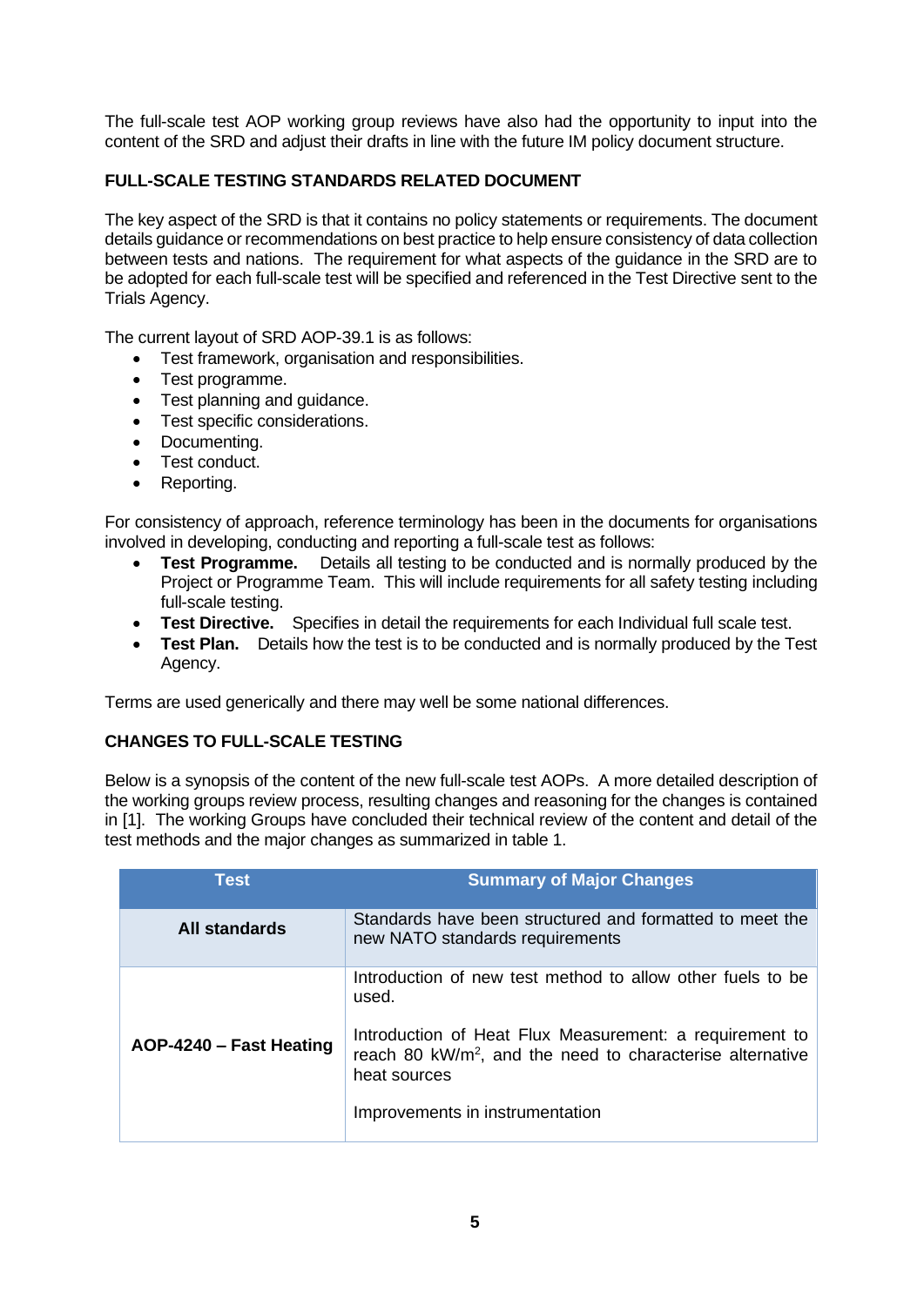The full-scale test AOP working group reviews have also had the opportunity to input into the content of the SRD and adjust their drafts in line with the future IM policy document structure.

## FULL-SCALE TESTING STANDARDS RELATED DOCUMENT

The key aspect of the SRD is that it contains no policy statements or requirements. The document details guidance or recommendations on best practice to help ensure consistency of data collection between tests and nations. The requirement for what aspects of the guidance in the SRD are to be adopted for each full-scale test will be specified and referenced in the Test Directive sent to the Trials Agency.

The current layout of SRD AOP-39.1 is as follows:

- Test framework, organisation and responsibilities.
- Test programme.
- Test planning and guidance.
- Test specific considerations.
- Documenting.
- Test conduct.
- Reporting.

For consistency of approach, reference terminology has been in the documents for organisations involved in developing, conducting and reporting a full-scale test as follows:

- **Test Programme.** Details all testing to be conducted and is normally produced by the Project or Programme Team. This will include requirements for all safety testing including full-scale testing.
- **Test Directive.** Specifies in detail the requirements for each Individual full scale test.
- **Test Plan.** Details how the test is to be conducted and is normally produced by the Test Agency.

Terms are used generically and there may well be some national differences.

## CHANGES TO FULL-SCALE TESTING

Below is a synopsis of the content of the new full-scale test AOPs. A more detailed description of the working groups review process, resulting changes and reasoning for the changes is contained in [1]. The working Groups have concluded their technical review of the content and detail of the test methods and the major changes as summarized in table 1.

| Test | Summary of Major Changes |
| --- | --- |
| **All standards** | Standards have been structured and formatted to meet the new NATO standards requirements |
| **AOP-4240 – Fast Heating** | Introduction of new test method to allow other fuels to be used.<br><br>Introduction of Heat Flux Measurement: a requirement to reach 80 $kW/m^2$, and the need to characterise alternative heat sources<br><br>Improvements in instrumentation |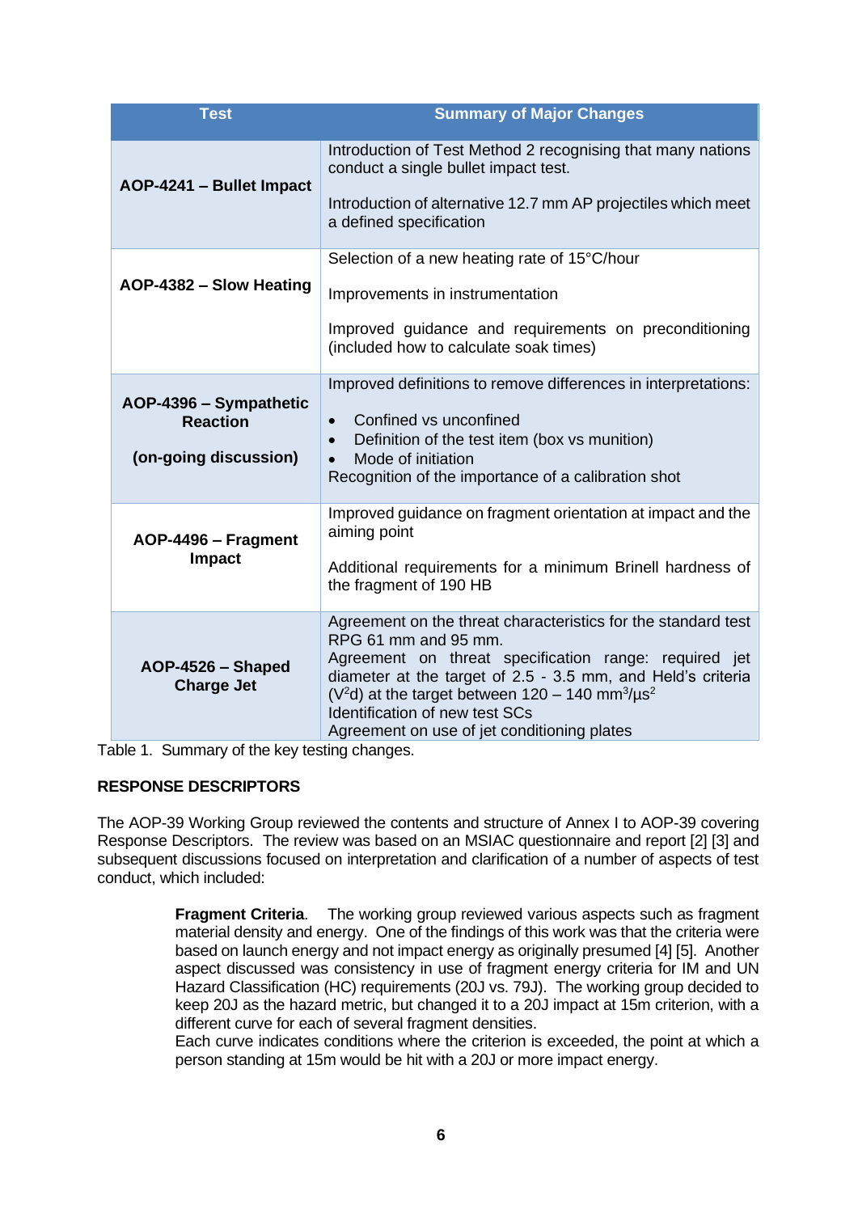| Test | Summary of Major Changes |
| --- | --- |
| **AOP-4241 – Bullet Impact** | Introduction of Test Method 2 recognising that many nations conduct a single bullet impact test.<br><br>Introduction of alternative 12.7 mm AP projectiles which meet a defined specification |
| **AOP-4382 – Slow Heating** | Selection of a new heating rate of 15°C/hour<br><br>Improvements in instrumentation<br><br>Improved guidance and requirements on preconditioning (included how to calculate soak times) |
| **AOP-4396 – Sympathetic Reaction**<br><br>**(on-going discussion)** | Improved definitions to remove differences in interpretations:<br>• Confined vs unconfined<br>• Definition of the test item (box vs munition)<br>• Mode of initiation<br>Recognition of the importance of a calibration shot |
| **AOP-4496 – Fragment Impact** | Improved guidance on fragment orientation at impact and the aiming point<br><br>Additional requirements for a minimum Brinell hardness of the fragment of 190 HB |
| **AOP-4526 – Shaped Charge Jet** | Agreement on the threat characteristics for the standard test RPG 61 mm and 95 mm.<br>Agreement on threat specification range: required jet diameter at the target of 2.5 - 3.5 mm, and Held's criteria ($V^2d$) at the target between 120 – 140 $mm^3/\mu s^2$<br>Identification of new test SCs<br>Agreement on use of jet conditioning plates |

Table 1. Summary of the key testing changes.

## RESPONSE DESCRIPTORS

The AOP-39 Working Group reviewed the contents and structure of Annex I to AOP-39 covering Response Descriptors. The review was based on an MSIAC questionnaire and report [2] [3] and subsequent discussions focused on interpretation and clarification of a number of aspects of test conduct, which included:

> **Fragment Criteria**. The working group reviewed various aspects such as fragment material density and energy. One of the findings of this work was that the criteria were based on launch energy and not impact energy as originally presumed [4] [5]. Another aspect discussed was consistency in use of fragment energy criteria for IM and UN Hazard Classification (HC) requirements (20J vs. 79J). The working group decided to keep 20J as the hazard metric, but changed it to a 20J impact at 15m criterion, with a different curve for each of several fragment densities.
> Each curve indicates conditions where the criterion is exceeded, the point at which a person standing at 15m would be hit with a 20J or more impact energy.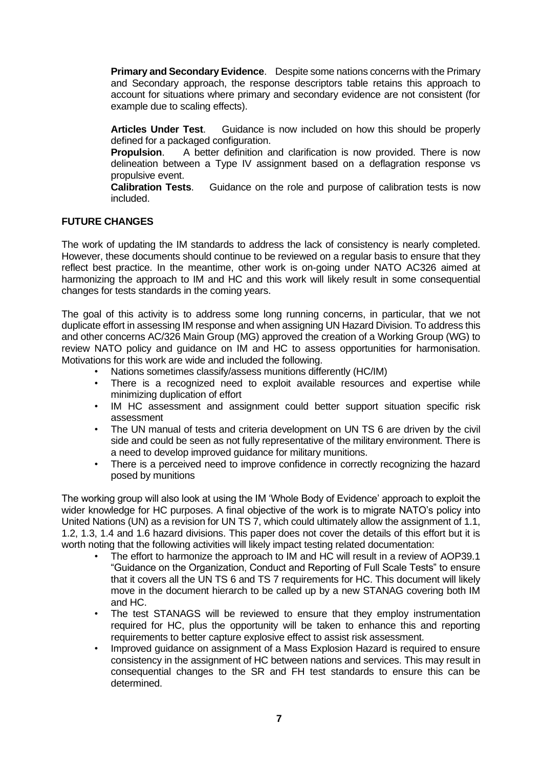**Primary and Secondary Evidence**. Despite some nations concerns with the Primary and Secondary approach, the response descriptors table retains this approach to account for situations where primary and secondary evidence are not consistent (for example due to scaling effects).

**Articles Under Test**. Guidance is now included on how this should be properly defined for a packaged configuration.

**Propulsion**. A better definition and clarification is now provided. There is now delineation between a Type IV assignment based on a deflagration response vs propulsive event.

**Calibration Tests**. Guidance on the role and purpose of calibration tests is now included.

## FUTURE CHANGES

The work of updating the IM standards to address the lack of consistency is nearly completed. However, these documents should continue to be reviewed on a regular basis to ensure that they reflect best practice. In the meantime, other work is on-going under NATO AC326 aimed at harmonizing the approach to IM and HC and this work will likely result in some consequential changes for tests standards in the coming years.

The goal of this activity is to address some long running concerns, in particular, that we not duplicate effort in assessing IM response and when assigning UN Hazard Division. To address this and other concerns AC/326 Main Group (MG) approved the creation of a Working Group (WG) to review NATO policy and guidance on IM and HC to assess opportunities for harmonisation. Motivations for this work are wide and included the following.

- Nations sometimes classify/assess munitions differently (HC/IM)
- There is a recognized need to exploit available resources and expertise while minimizing duplication of effort
- IM HC assessment and assignment could better support situation specific risk assessment
- The UN manual of tests and criteria development on UN TS 6 are driven by the civil side and could be seen as not fully representative of the military environment. There is a need to develop improved guidance for military munitions.
- There is a perceived need to improve confidence in correctly recognizing the hazard posed by munitions

The working group will also look at using the IM 'Whole Body of Evidence' approach to exploit the wider knowledge for HC purposes. A final objective of the work is to migrate NATO's policy into United Nations (UN) as a revision for UN TS 7, which could ultimately allow the assignment of 1.1, 1.2, 1.3, 1.4 and 1.6 hazard divisions. This paper does not cover the details of this effort but it is worth noting that the following activities will likely impact testing related documentation:

- The effort to harmonize the approach to IM and HC will result in a review of AOP39.1 "Guidance on the Organization, Conduct and Reporting of Full Scale Tests" to ensure that it covers all the UN TS 6 and TS 7 requirements for HC. This document will likely move in the document hierarch to be called up by a new STANAG covering both IM and HC.
- The test STANAGS will be reviewed to ensure that they employ instrumentation required for HC, plus the opportunity will be taken to enhance this and reporting requirements to better capture explosive effect to assist risk assessment.
- Improved guidance on assignment of a Mass Explosion Hazard is required to ensure consistency in the assignment of HC between nations and services. This may result in consequential changes to the SR and FH test standards to ensure this can be determined.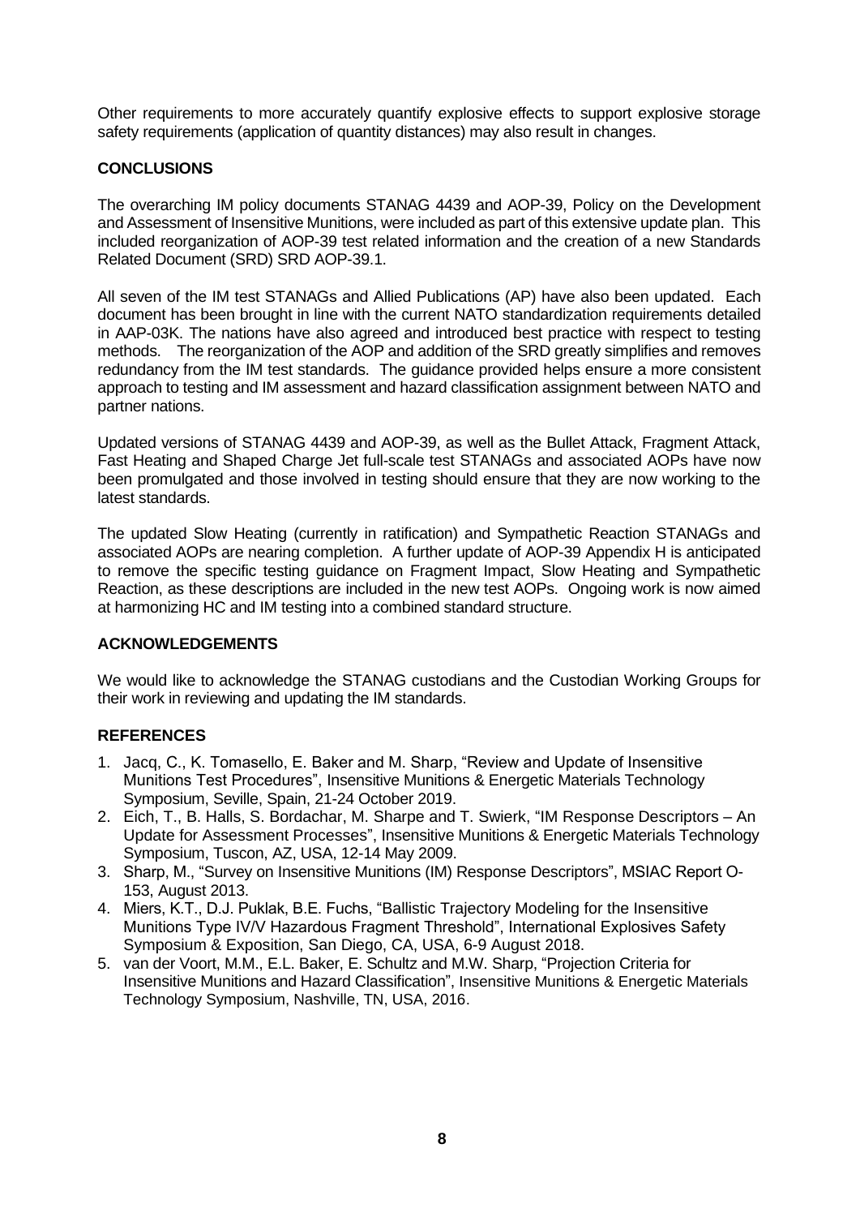Other requirements to more accurately quantify explosive effects to support explosive storage safety requirements (application of quantity distances) may also result in changes.

## CONCLUSIONS

The overarching IM policy documents STANAG 4439 and AOP-39, Policy on the Development and Assessment of Insensitive Munitions, were included as part of this extensive update plan. This included reorganization of AOP-39 test related information and the creation of a new Standards Related Document (SRD) SRD AOP-39.1.

All seven of the IM test STANAGs and Allied Publications (AP) have also been updated. Each document has been brought in line with the current NATO standardization requirements detailed in AAP-03K. The nations have also agreed and introduced best practice with respect to testing methods. The reorganization of the AOP and addition of the SRD greatly simplifies and removes redundancy from the IM test standards. The guidance provided helps ensure a more consistent approach to testing and IM assessment and hazard classification assignment between NATO and partner nations.

Updated versions of STANAG 4439 and AOP-39, as well as the Bullet Attack, Fragment Attack, Fast Heating and Shaped Charge Jet full-scale test STANAGs and associated AOPs have now been promulgated and those involved in testing should ensure that they are now working to the latest standards.

The updated Slow Heating (currently in ratification) and Sympathetic Reaction STANAGs and associated AOPs are nearing completion. A further update of AOP-39 Appendix H is anticipated to remove the specific testing guidance on Fragment Impact, Slow Heating and Sympathetic Reaction, as these descriptions are included in the new test AOPs. Ongoing work is now aimed at harmonizing HC and IM testing into a combined standard structure.

## ACKNOWLEDGEMENTS

We would like to acknowledge the STANAG custodians and the Custodian Working Groups for their work in reviewing and updating the IM standards.

## REFERENCES

1. Jacq, C., K. Tomasello, E. Baker and M. Sharp, "Review and Update of Insensitive Munitions Test Procedures", Insensitive Munitions & Energetic Materials Technology Symposium, Seville, Spain, 21-24 October 2019.
2. Eich, T., B. Halls, S. Bordachar, M. Sharpe and T. Swierk, "IM Response Descriptors – An Update for Assessment Processes", Insensitive Munitions & Energetic Materials Technology Symposium, Tuscon, AZ, USA, 12-14 May 2009.
3. Sharp, M., "Survey on Insensitive Munitions (IM) Response Descriptors", MSIAC Report O-153, August 2013.
4. Miers, K.T., D.J. Puklak, B.E. Fuchs, "Ballistic Trajectory Modeling for the Insensitive Munitions Type IV/V Hazardous Fragment Threshold", International Explosives Safety Symposium & Exposition, San Diego, CA, USA, 6-9 August 2018.
5. van der Voort, M.M., E.L. Baker, E. Schultz and M.W. Sharp, "Projection Criteria for Insensitive Munitions and Hazard Classification", Insensitive Munitions & Energetic Materials Technology Symposium, Nashville, TN, USA, 2016.